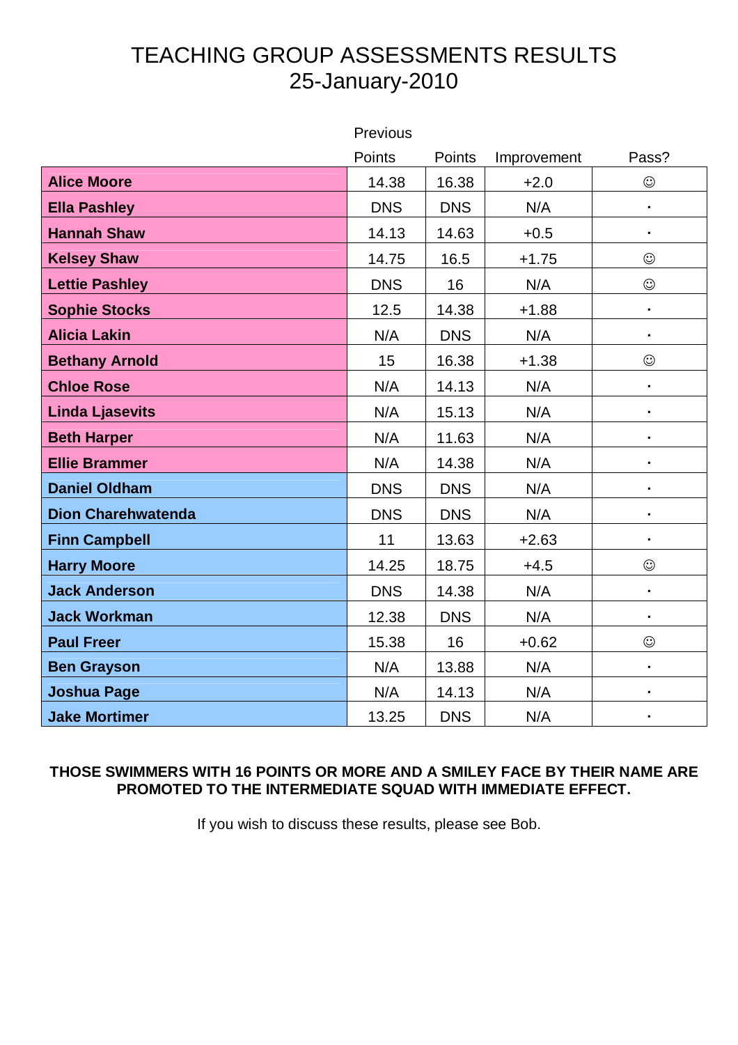# TEACHING GROUP ASSESSMENTS RESULTS
## 25-January-2010

| | Previous Points | Points | Improvement | Pass? |
|---|---|---|---|---|
| **Alice Moore** | 14.38 | 16.38 | +2.0 | ☺ |
| **Ella Pashley** | DNS | DNS | N/A | · |
| **Hannah Shaw** | 14.13 | 14.63 | +0.5 | · |
| **Kelsey Shaw** | 14.75 | 16.5 | +1.75 | ☺ |
| **Lettie Pashley** | DNS | 16 | N/A | ☺ |
| **Sophie Stocks** | 12.5 | 14.38 | +1.88 | · |
| **Alicia Lakin** | N/A | DNS | N/A | · |
| **Bethany Arnold** | 15 | 16.38 | +1.38 | ☺ |
| **Chloe Rose** | N/A | 14.13 | N/A | · |
| **Linda Ljasevits** | N/A | 15.13 | N/A | · |
| **Beth Harper** | N/A | 11.63 | N/A | · |
| **Ellie Brammer** | N/A | 14.38 | N/A | · |
| **Daniel Oldham** | DNS | DNS | N/A | · |
| **Dion Charehwatenda** | DNS | DNS | N/A | · |
| **Finn Campbell** | 11 | 13.63 | +2.63 | · |
| **Harry Moore** | 14.25 | 18.75 | +4.5 | ☺ |
| **Jack Anderson** | DNS | 14.38 | N/A | · |
| **Jack Workman** | 12.38 | DNS | N/A | · |
| **Paul Freer** | 15.38 | 16 | +0.62 | ☺ |
| **Ben Grayson** | N/A | 13.88 | N/A | · |
| **Joshua Page** | N/A | 14.13 | N/A | · |
| **Jake Mortimer** | 13.25 | DNS | N/A | · |

**THOSE SWIMMERS WITH 16 POINTS OR MORE AND A SMILEY FACE BY THEIR NAME ARE PROMOTED TO THE INTERMEDIATE SQUAD WITH IMMEDIATE EFFECT.**

If you wish to discuss these results, please see Bob.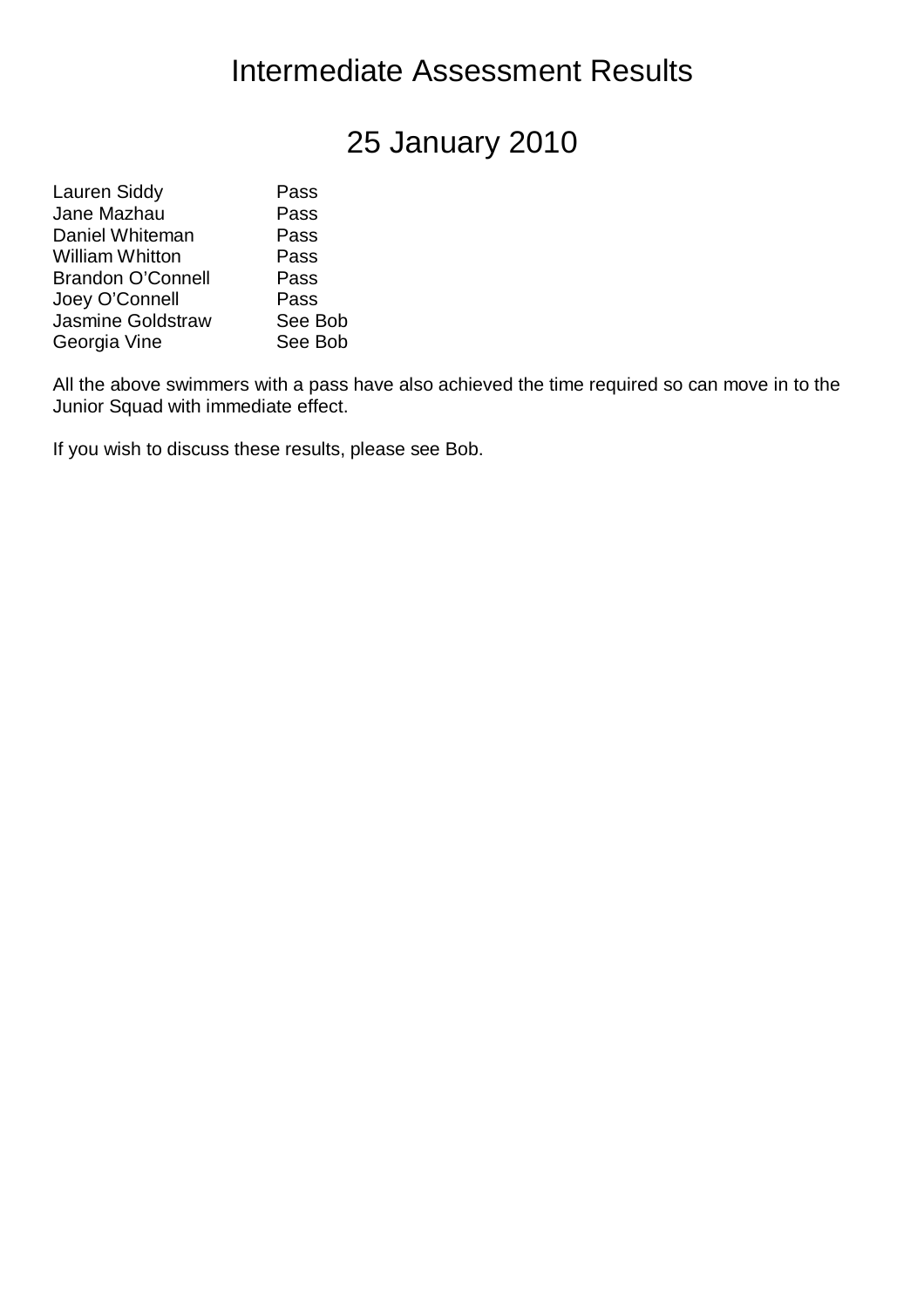# Intermediate Assessment Results

# 25 January 2010

| | |
|---|---|
| Lauren Siddy | Pass |
| Jane Mazhau | Pass |
| Daniel Whiteman | Pass |
| William Whitton | Pass |
| Brandon O'Connell | Pass |
| Joey O'Connell | Pass |
| Jasmine Goldstraw | See Bob |
| Georgia Vine | See Bob |

All the above swimmers with a pass have also achieved the time required so can move in to the Junior Squad with immediate effect.

If you wish to discuss these results, please see Bob.